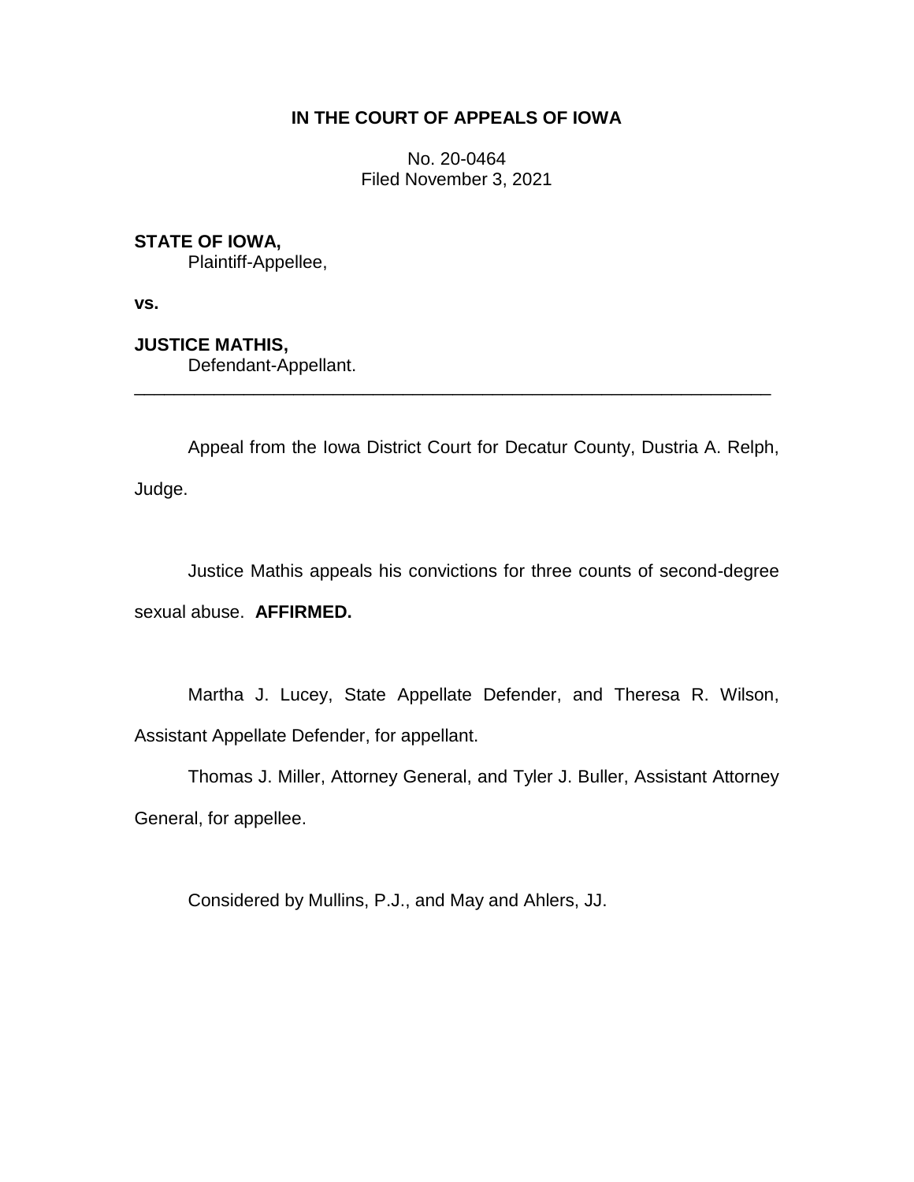**IN THE COURT OF APPEALS OF IOWA**

No. 20-0464
Filed November 3, 2021

**STATE OF IOWA,**
Plaintiff-Appellee,

**vs.**

**JUSTICE MATHIS,**
Defendant-Appellant.

---

Appeal from the Iowa District Court for Decatur County, Dustria A. Relph, Judge.

Justice Mathis appeals his convictions for three counts of second-degree sexual abuse. **AFFIRMED.**

Martha J. Lucey, State Appellate Defender, and Theresa R. Wilson, Assistant Appellate Defender, for appellant.

Thomas J. Miller, Attorney General, and Tyler J. Buller, Assistant Attorney General, for appellee.

Considered by Mullins, P.J., and May and Ahlers, JJ.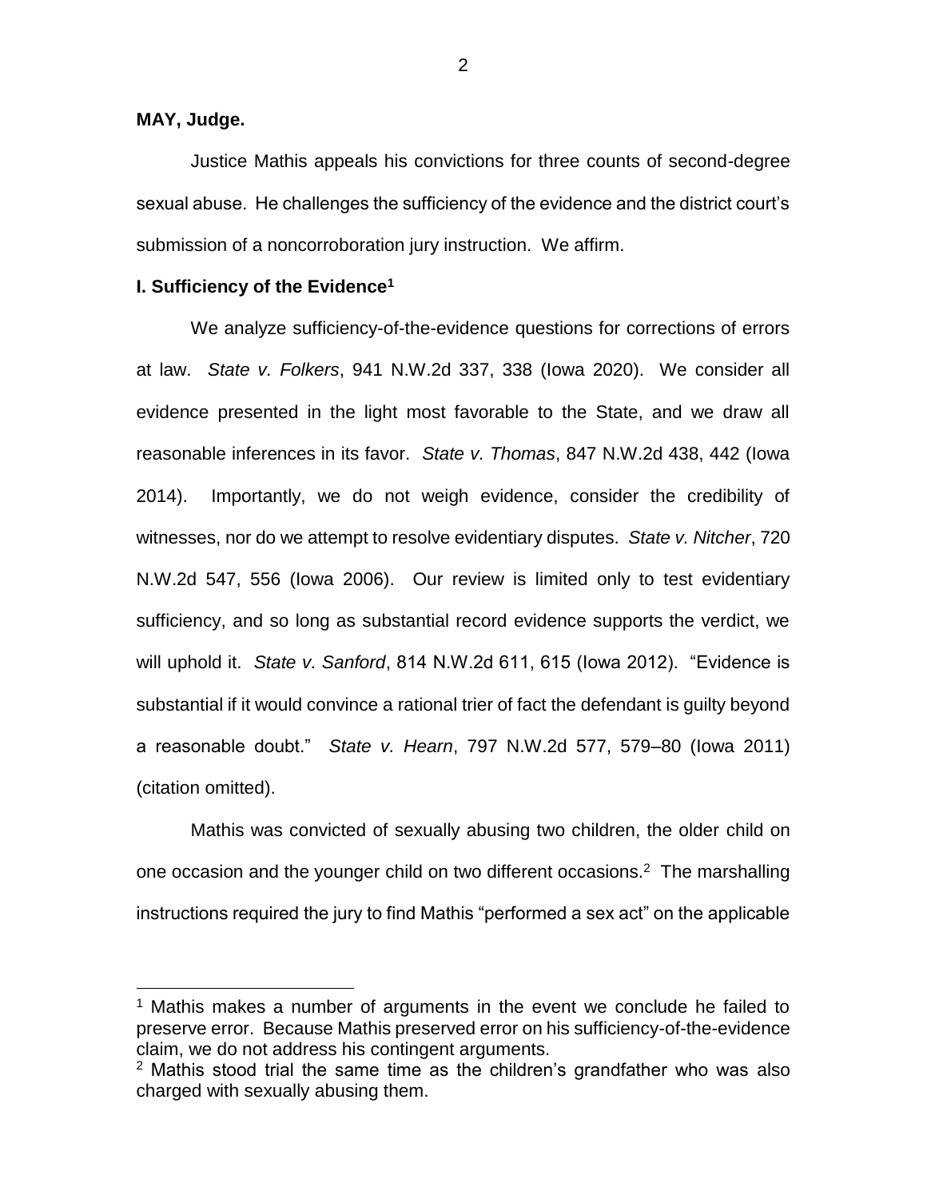**MAY, Judge.**

Justice Mathis appeals his convictions for three counts of second-degree sexual abuse. He challenges the sufficiency of the evidence and the district court's submission of a noncorroboration jury instruction. We affirm.

**I. Sufficiency of the Evidence[1]**

We analyze sufficiency-of-the-evidence questions for corrections of errors at law. *State v. Folkers*, 941 N.W.2d 337, 338 (Iowa 2020). We consider all evidence presented in the light most favorable to the State, and we draw all reasonable inferences in its favor. *State v. Thomas*, 847 N.W.2d 438, 442 (Iowa 2014). Importantly, we do not weigh evidence, consider the credibility of witnesses, nor do we attempt to resolve evidentiary disputes. *State v. Nitcher*, 720 N.W.2d 547, 556 (Iowa 2006). Our review is limited only to test evidentiary sufficiency, and so long as substantial record evidence supports the verdict, we will uphold it. *State v. Sanford*, 814 N.W.2d 611, 615 (Iowa 2012). "Evidence is substantial if it would convince a rational trier of fact the defendant is guilty beyond a reasonable doubt." *State v. Hearn*, 797 N.W.2d 577, 579–80 (Iowa 2011) (citation omitted).

Mathis was convicted of sexually abusing two children, the older child on one occasion and the younger child on two different occasions.[2] The marshalling instructions required the jury to find Mathis "performed a sex act" on the applicable

---

[1] Mathis makes a number of arguments in the event we conclude he failed to preserve error. Because Mathis preserved error on his sufficiency-of-the-evidence claim, we do not address his contingent arguments.

[2] Mathis stood trial the same time as the children's grandfather who was also charged with sexually abusing them.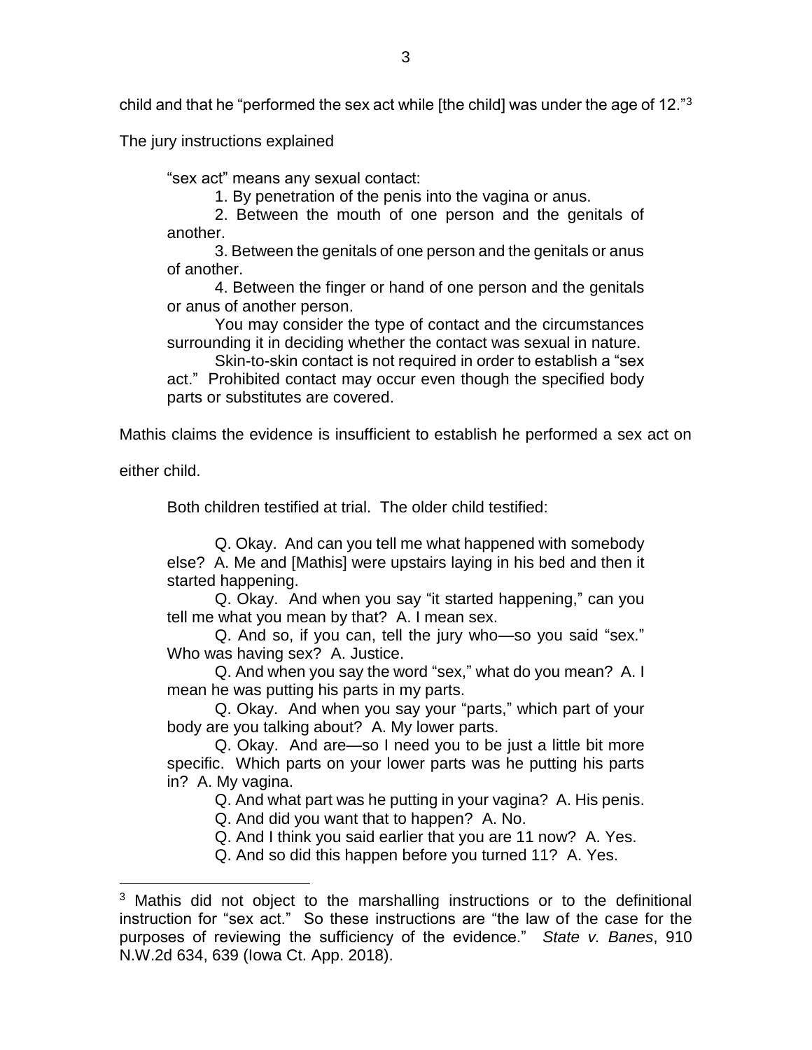child and that he "performed the sex act while [the child] was under the age of 12."[3]

The jury instructions explained

> "sex act" means any sexual contact:
>
> 1. By penetration of the penis into the vagina or anus.
> 2. Between the mouth of one person and the genitals of another.
> 3. Between the genitals of one person and the genitals or anus of another.
> 4. Between the finger or hand of one person and the genitals or anus of another person.
>
> You may consider the type of contact and the circumstances surrounding it in deciding whether the contact was sexual in nature.
>
> Skin-to-skin contact is not required in order to establish a "sex act." Prohibited contact may occur even though the specified body parts or substitutes are covered.

Mathis claims the evidence is insufficient to establish he performed a sex act on either child.

Both children testified at trial. The older child testified:

> Q. Okay. And can you tell me what happened with somebody else? A. Me and [Mathis] were upstairs laying in his bed and then it started happening.
>
> Q. Okay. And when you say "it started happening," can you tell me what you mean by that? A. I mean sex.
>
> Q. And so, if you can, tell the jury who—so you said "sex." Who was having sex? A. Justice.
>
> Q. And when you say the word "sex," what do you mean? A. I mean he was putting his parts in my parts.
>
> Q. Okay. And when you say your "parts," which part of your body are you talking about? A. My lower parts.
>
> Q. Okay. And are—so I need you to be just a little bit more specific. Which parts on your lower parts was he putting his parts in? A. My vagina.
>
> Q. And what part was he putting in your vagina? A. His penis.
>
> Q. And did you want that to happen? A. No.
>
> Q. And I think you said earlier that you are 11 now? A. Yes.
>
> Q. And so did this happen before you turned 11? A. Yes.

[3] Mathis did not object to the marshalling instructions or to the definitional instruction for "sex act." So these instructions are "the law of the case for the purposes of reviewing the sufficiency of the evidence." *State v. Banes*, 910 N.W.2d 634, 639 (Iowa Ct. App. 2018).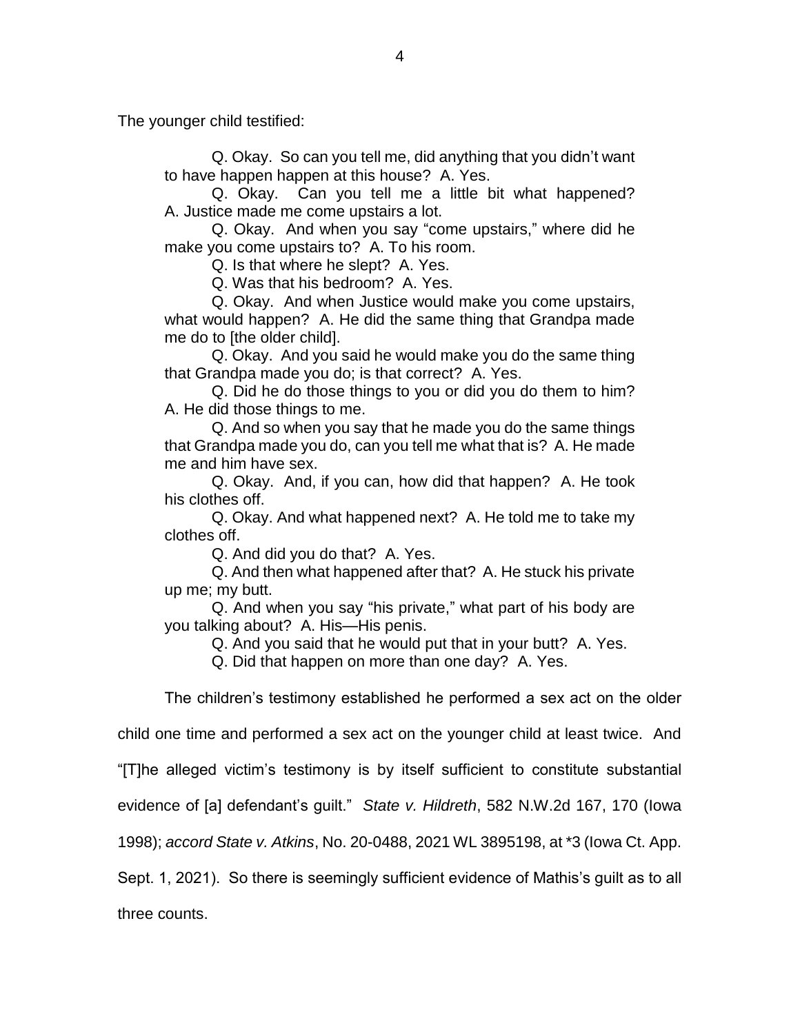The younger child testified:

> Q. Okay. So can you tell me, did anything that you didn't want to have happen happen at this house? A. Yes.
>
> Q. Okay. Can you tell me a little bit what happened? A. Justice made me come upstairs a lot.
>
> Q. Okay. And when you say "come upstairs," where did he make you come upstairs to? A. To his room.
>
> Q. Is that where he slept? A. Yes.
>
> Q. Was that his bedroom? A. Yes.
>
> Q. Okay. And when Justice would make you come upstairs, what would happen? A. He did the same thing that Grandpa made me do to [the older child].
>
> Q. Okay. And you said he would make you do the same thing that Grandpa made you do; is that correct? A. Yes.
>
> Q. Did he do those things to you or did you do them to him? A. He did those things to me.
>
> Q. And so when you say that he made you do the same things that Grandpa made you do, can you tell me what that is? A. He made me and him have sex.
>
> Q. Okay. And, if you can, how did that happen? A. He took his clothes off.
>
> Q. Okay. And what happened next? A. He told me to take my clothes off.
>
> Q. And did you do that? A. Yes.
>
> Q. And then what happened after that? A. He stuck his private up me; my butt.
>
> Q. And when you say "his private," what part of his body are you talking about? A. His—His penis.
>
> Q. And you said that he would put that in your butt? A. Yes.
>
> Q. Did that happen on more than one day? A. Yes.

The children's testimony established he performed a sex act on the older child one time and performed a sex act on the younger child at least twice. And "[T]he alleged victim's testimony is by itself sufficient to constitute substantial evidence of [a] defendant's guilt." *State v. Hildreth*, 582 N.W.2d 167, 170 (Iowa 1998); *accord State v. Atkins*, No. 20-0488, 2021 WL 3895198, at *3 (Iowa Ct. App. Sept. 1, 2021). So there is seemingly sufficient evidence of Mathis's guilt as to all three counts.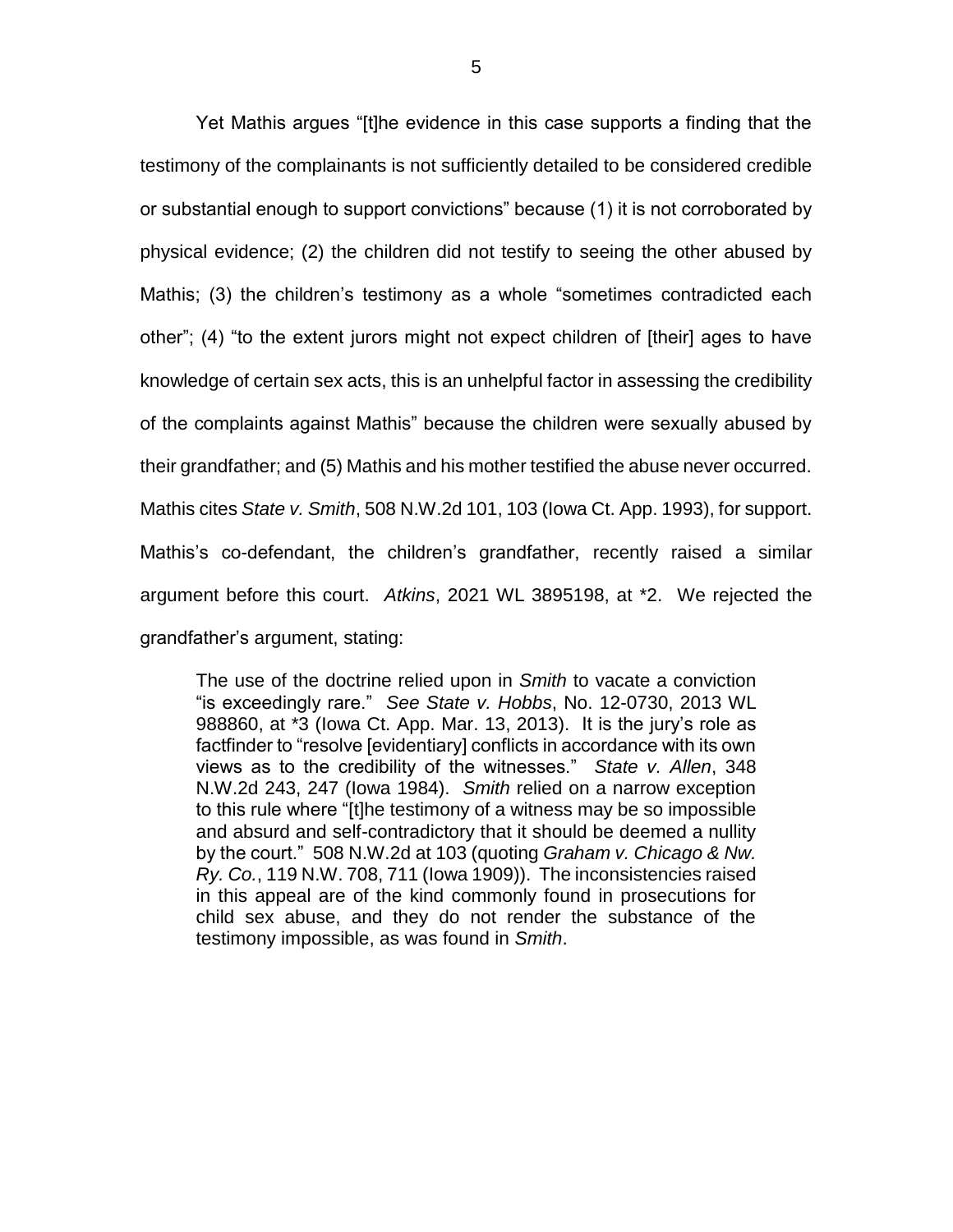Yet Mathis argues "[t]he evidence in this case supports a finding that the testimony of the complainants is not sufficiently detailed to be considered credible or substantial enough to support convictions" because (1) it is not corroborated by physical evidence; (2) the children did not testify to seeing the other abused by Mathis; (3) the children's testimony as a whole "sometimes contradicted each other"; (4) "to the extent jurors might not expect children of [their] ages to have knowledge of certain sex acts, this is an unhelpful factor in assessing the credibility of the complaints against Mathis" because the children were sexually abused by their grandfather; and (5) Mathis and his mother testified the abuse never occurred. Mathis cites *State v. Smith*, 508 N.W.2d 101, 103 (Iowa Ct. App. 1993), for support. Mathis's co-defendant, the children's grandfather, recently raised a similar argument before this court. *Atkins*, 2021 WL 3895198, at *2. We rejected the grandfather's argument, stating:

> The use of the doctrine relied upon in *Smith* to vacate a conviction "is exceedingly rare." *See State v. Hobbs*, No. 12-0730, 2013 WL 988860, at *3 (Iowa Ct. App. Mar. 13, 2013). It is the jury's role as factfinder to "resolve [evidentiary] conflicts in accordance with its own views as to the credibility of the witnesses." *State v. Allen*, 348 N.W.2d 243, 247 (Iowa 1984). *Smith* relied on a narrow exception to this rule where "[t]he testimony of a witness may be so impossible and absurd and self-contradictory that it should be deemed a nullity by the court." 508 N.W.2d at 103 (quoting *Graham v. Chicago & Nw. Ry. Co.*, 119 N.W. 708, 711 (Iowa 1909)). The inconsistencies raised in this appeal are of the kind commonly found in prosecutions for child sex abuse, and they do not render the substance of the testimony impossible, as was found in *Smith*.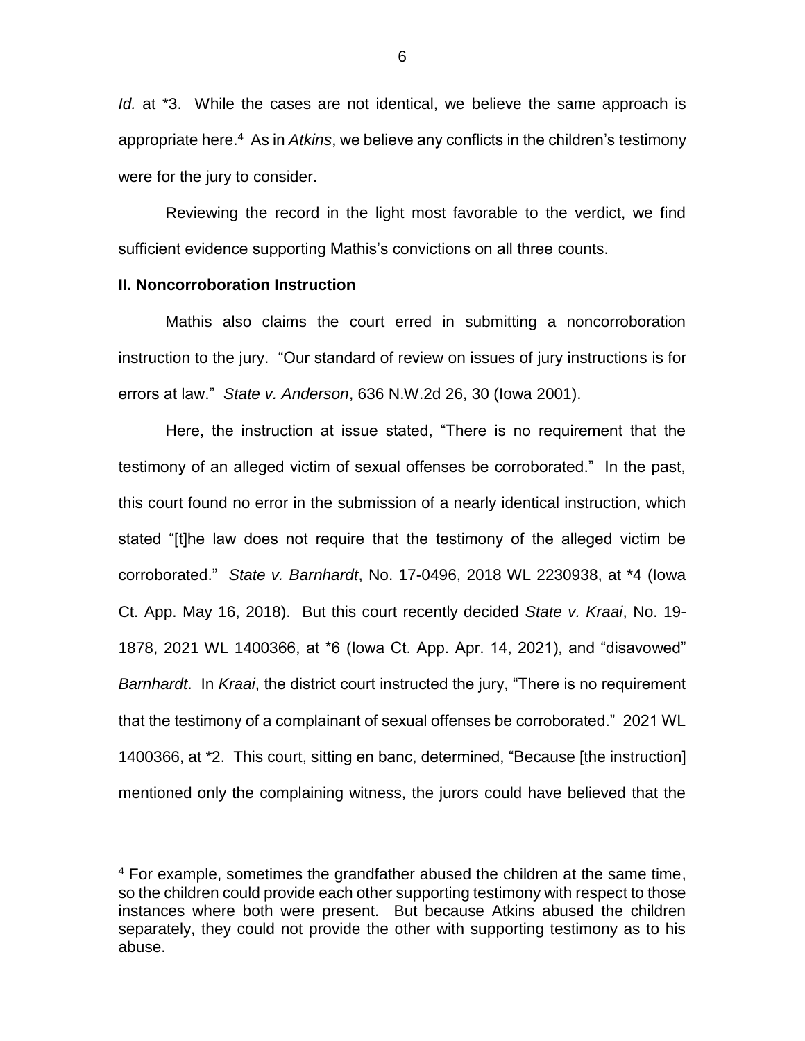*Id.* at *3. While the cases are not identical, we believe the same approach is appropriate here.[4] As in *Atkins*, we believe any conflicts in the children's testimony were for the jury to consider.

Reviewing the record in the light most favorable to the verdict, we find sufficient evidence supporting Mathis's convictions on all three counts.

**II. Noncorroboration Instruction**

Mathis also claims the court erred in submitting a noncorroboration instruction to the jury. "Our standard of review on issues of jury instructions is for errors at law." *State v. Anderson*, 636 N.W.2d 26, 30 (Iowa 2001).

Here, the instruction at issue stated, "There is no requirement that the testimony of an alleged victim of sexual offenses be corroborated." In the past, this court found no error in the submission of a nearly identical instruction, which stated "[t]he law does not require that the testimony of the alleged victim be corroborated." *State v. Barnhardt*, No. 17-0496, 2018 WL 2230938, at *4 (Iowa Ct. App. May 16, 2018). But this court recently decided *State v. Kraai*, No. 19-1878, 2021 WL 1400366, at *6 (Iowa Ct. App. Apr. 14, 2021), and "disavowed" *Barnhardt*. In *Kraai*, the district court instructed the jury, "There is no requirement that the testimony of a complainant of sexual offenses be corroborated." 2021 WL 1400366, at *2. This court, sitting en banc, determined, "Because [the instruction] mentioned only the complaining witness, the jurors could have believed that the

[4] For example, sometimes the grandfather abused the children at the same time, so the children could provide each other supporting testimony with respect to those instances where both were present. But because Atkins abused the children separately, they could not provide the other with supporting testimony as to his abuse.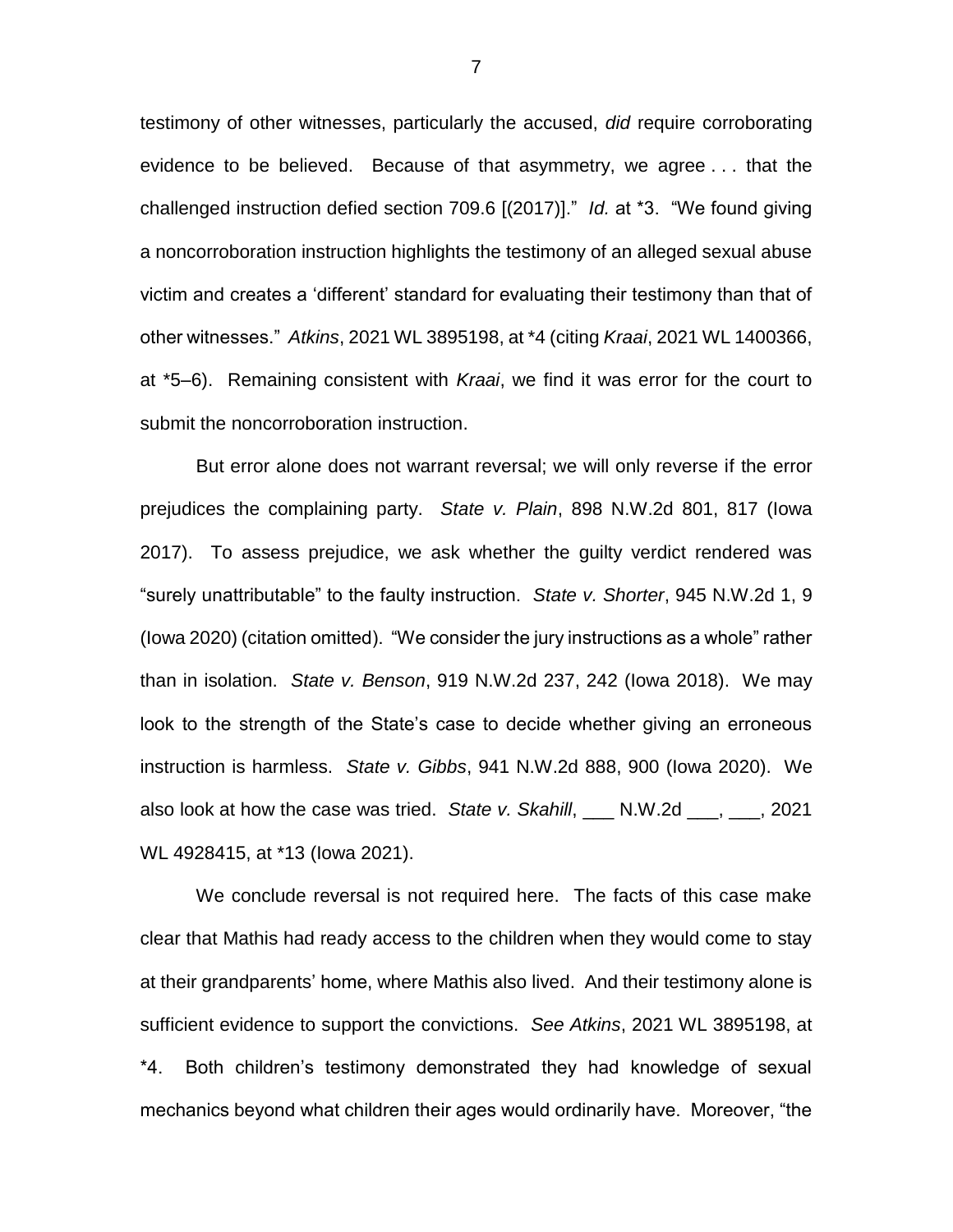testimony of other witnesses, particularly the accused, *did* require corroborating evidence to be believed. Because of that asymmetry, we agree . . . that the challenged instruction defied section 709.6 [(2017)]." *Id.* at *3. "We found giving a noncorroboration instruction highlights the testimony of an alleged sexual abuse victim and creates a 'different' standard for evaluating their testimony than that of other witnesses." *Atkins*, 2021 WL 3895198, at *4 (citing *Kraai*, 2021 WL 1400366, at *5–6). Remaining consistent with *Kraai*, we find it was error for the court to submit the noncorroboration instruction.

But error alone does not warrant reversal; we will only reverse if the error prejudices the complaining party. *State v. Plain*, 898 N.W.2d 801, 817 (Iowa 2017). To assess prejudice, we ask whether the guilty verdict rendered was "surely unattributable" to the faulty instruction. *State v. Shorter*, 945 N.W.2d 1, 9 (Iowa 2020) (citation omitted). "We consider the jury instructions as a whole" rather than in isolation. *State v. Benson*, 919 N.W.2d 237, 242 (Iowa 2018). We may look to the strength of the State's case to decide whether giving an erroneous instruction is harmless. *State v. Gibbs*, 941 N.W.2d 888, 900 (Iowa 2020). We also look at how the case was tried. *State v. Skahill*, ___ N.W.2d ___, ___, 2021 WL 4928415, at *13 (Iowa 2021).

We conclude reversal is not required here. The facts of this case make clear that Mathis had ready access to the children when they would come to stay at their grandparents' home, where Mathis also lived. And their testimony alone is sufficient evidence to support the convictions. *See Atkins*, 2021 WL 3895198, at *4. Both children's testimony demonstrated they had knowledge of sexual mechanics beyond what children their ages would ordinarily have. Moreover, "the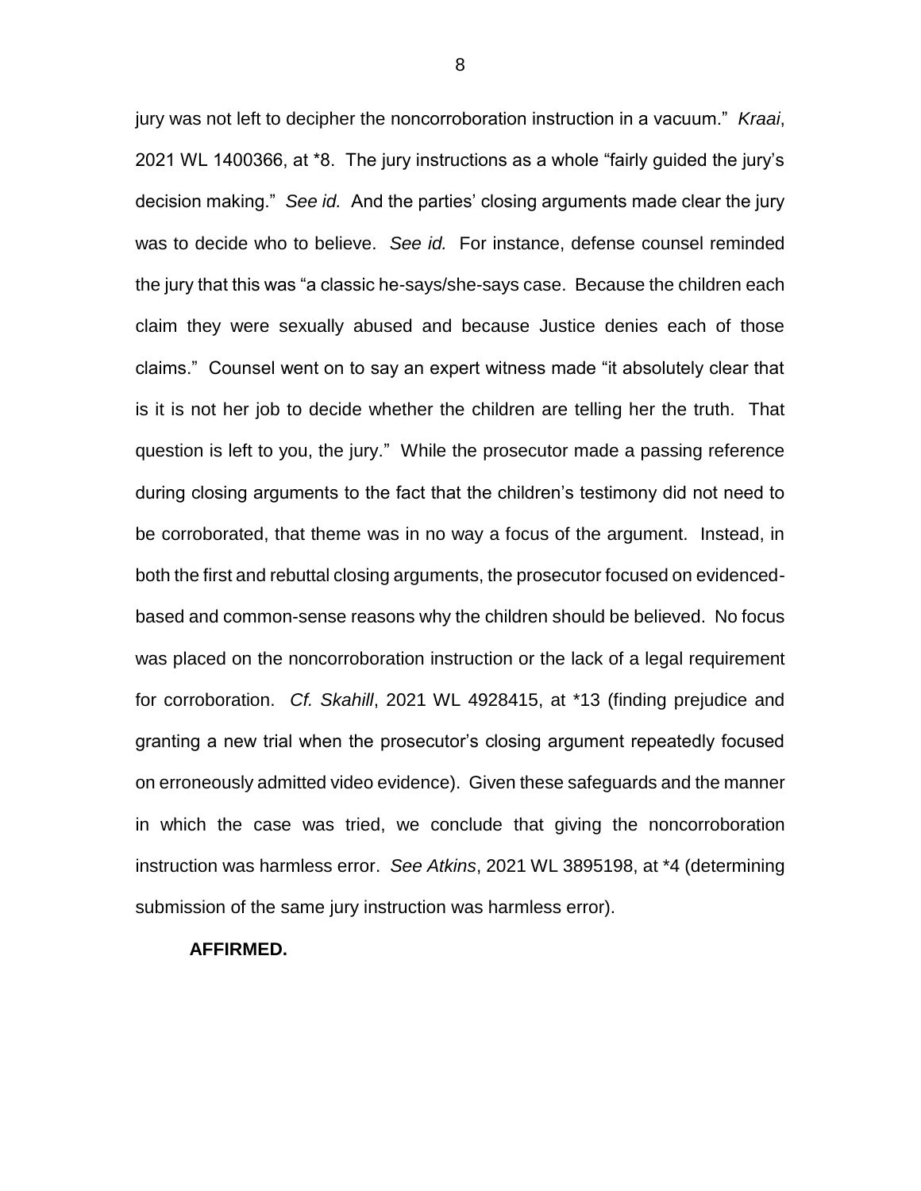jury was not left to decipher the noncorroboration instruction in a vacuum." *Kraai*, 2021 WL 1400366, at *8. The jury instructions as a whole "fairly guided the jury's decision making." *See id.* And the parties' closing arguments made clear the jury was to decide who to believe. *See id.* For instance, defense counsel reminded the jury that this was "a classic he-says/she-says case. Because the children each claim they were sexually abused and because Justice denies each of those claims." Counsel went on to say an expert witness made "it absolutely clear that is it is not her job to decide whether the children are telling her the truth. That question is left to you, the jury." While the prosecutor made a passing reference during closing arguments to the fact that the children's testimony did not need to be corroborated, that theme was in no way a focus of the argument. Instead, in both the first and rebuttal closing arguments, the prosecutor focused on evidenced-based and common-sense reasons why the children should be believed. No focus was placed on the noncorroboration instruction or the lack of a legal requirement for corroboration. *Cf. Skahill*, 2021 WL 4928415, at *13 (finding prejudice and granting a new trial when the prosecutor's closing argument repeatedly focused on erroneously admitted video evidence). Given these safeguards and the manner in which the case was tried, we conclude that giving the noncorroboration instruction was harmless error. *See Atkins*, 2021 WL 3895198, at *4 (determining submission of the same jury instruction was harmless error).

**AFFIRMED.**